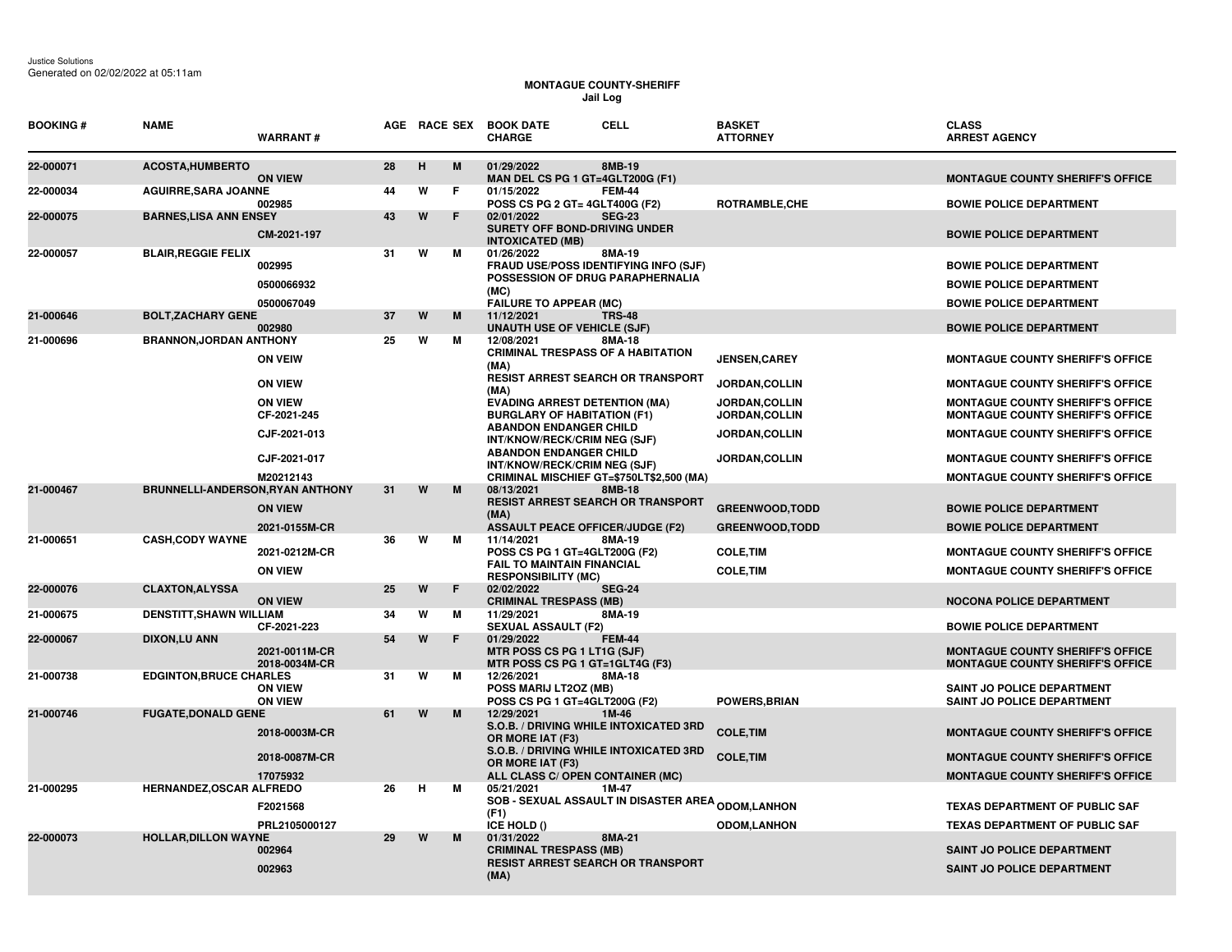Justice Solutions
Generated on 02/02/2022 at 05:11am

# MONTAGUE COUNTY-SHERIFF
## Jail Log

| BOOKING # | NAME | WARRANT # | AGE | RACE | SEX | BOOK DATE / CHARGE | CELL | BASKET / ATTORNEY | CLASS / ARREST AGENCY |
|---|---|---|---|---|---|---|---|---|---|
| 22-000071 | ACOSTA,HUMBERTO | | 28 | H | M | 01/29/2022 | 8MB-19 | | |
| | | ON VIEW | | | | MAN DEL CS PG 1 GT=4GLT200G (F1) | | | MONTAGUE COUNTY SHERIFF'S OFFICE |
| 22-000034 | AGUIRRE,SARA JOANNE | | 44 | W | F | 01/15/2022 | FEM-44 | | |
| | | 002985 | | | | POSS CS PG 2 GT= 4GLT400G (F2) | | ROTRAMBLE,CHE | BOWIE POLICE DEPARTMENT |
| 22-000075 | BARNES,LISA ANN ENSEY | | 43 | W | F | 02/01/2022 | SEG-23 | | |
| | | CM-2021-197 | | | | SURETY OFF BOND-DRIVING UNDER INTOXICATED (MB) | | | BOWIE POLICE DEPARTMENT |
| 22-000057 | BLAIR,REGGIE FELIX | | 31 | W | M | 01/26/2022 | 8MA-19 | | |
| | | 002995 | | | | FRAUD USE/POSS IDENTIFYING INFO (SJF) | | | BOWIE POLICE DEPARTMENT |
| | | 0500066932 | | | | POSSESSION OF DRUG PARAPHERNALIA (MC) | | | BOWIE POLICE DEPARTMENT |
| | | 0500067049 | | | | FAILURE TO APPEAR (MC) | | | BOWIE POLICE DEPARTMENT |
| 21-000646 | BOLT,ZACHARY GENE | | 37 | W | M | 11/12/2021 | TRS-48 | | |
| | | 002980 | | | | UNAUTH USE OF VEHICLE (SJF) | | | BOWIE POLICE DEPARTMENT |
| 21-000696 | BRANNON,JORDAN ANTHONY | | 25 | W | M | 12/08/2021 | 8MA-18 | | |
| | | ON VEIW | | | | CRIMINAL TRESPASS OF A HABITATION (MA) | | JENSEN,CAREY | MONTAGUE COUNTY SHERIFF'S OFFICE |
| | | ON VIEW | | | | RESIST ARREST SEARCH OR TRANSPORT (MA) | | JORDAN,COLLIN | MONTAGUE COUNTY SHERIFF'S OFFICE |
| | | ON VIEW | | | | EVADING ARREST DETENTION (MA) | | JORDAN,COLLIN | MONTAGUE COUNTY SHERIFF'S OFFICE |
| | | CF-2021-245 | | | | BURGLARY OF HABITATION (F1) | | JORDAN,COLLIN | MONTAGUE COUNTY SHERIFF'S OFFICE |
| | | CJF-2021-013 | | | | ABANDON ENDANGER CHILD INT/KNOW/RECK/CRIM NEG (SJF) | | JORDAN,COLLIN | MONTAGUE COUNTY SHERIFF'S OFFICE |
| | | CJF-2021-017 | | | | ABANDON ENDANGER CHILD INT/KNOW/RECK/CRIM NEG (SJF) | | JORDAN,COLLIN | MONTAGUE COUNTY SHERIFF'S OFFICE |
| | | M20212143 | | | | CRIMINAL MISCHIEF GT=$750LT$2,500 (MA) | | | MONTAGUE COUNTY SHERIFF'S OFFICE |
| 21-000467 | BRUNNELLI-ANDERSON,RYAN ANTHONY | | 31 | W | M | 08/13/2021 | 8MB-18 | | |
| | | ON VIEW | | | | RESIST ARREST SEARCH OR TRANSPORT (MA) | | GREENWOOD,TODD | BOWIE POLICE DEPARTMENT |
| | | 2021-0155M-CR | | | | ASSAULT PEACE OFFICER/JUDGE (F2) | | GREENWOOD,TODD | BOWIE POLICE DEPARTMENT |
| 21-000651 | CASH,CODY WAYNE | | 36 | W | M | 11/14/2021 | 8MA-19 | | |
| | | 2021-0212M-CR | | | | POSS CS PG 1 GT=4GLT200G (F2) | | COLE,TIM | MONTAGUE COUNTY SHERIFF'S OFFICE |
| | | ON VIEW | | | | FAIL TO MAINTAIN FINANCIAL RESPONSIBILITY (MC) | | COLE,TIM | MONTAGUE COUNTY SHERIFF'S OFFICE |
| 22-000076 | CLAXTON,ALYSSA | | 25 | W | F | 02/02/2022 | SEG-24 | | |
| | | ON VIEW | | | | CRIMINAL TRESPASS (MB) | | | NOCONA POLICE DEPARTMENT |
| 21-000675 | DENSTITT,SHAWN WILLIAM | | 34 | W | M | 11/29/2021 | 8MA-19 | | |
| | | CF-2021-223 | | | | SEXUAL ASSAULT (F2) | | | BOWIE POLICE DEPARTMENT |
| 22-000067 | DIXON,LU ANN | | 54 | W | F | 01/29/2022 | FEM-44 | | |
| | | 2021-0011M-CR | | | | MTR POSS CS PG 1 LT1G (SJF) | | | MONTAGUE COUNTY SHERIFF'S OFFICE |
| | | 2018-0034M-CR | | | | MTR POSS CS PG 1 GT=1GLT4G (F3) | | | MONTAGUE COUNTY SHERIFF'S OFFICE |
| 21-000738 | EDGINTON,BRUCE CHARLES | | 31 | W | M | 12/26/2021 | 8MA-18 | | |
| | | ON VIEW | | | | POSS MARIJ LT2OZ (MB) | | | SAINT JO POLICE DEPARTMENT |
| | | ON VIEW | | | | POSS CS PG 1 GT=4GLT200G (F2) | | POWERS,BRIAN | SAINT JO POLICE DEPARTMENT |
| 21-000746 | FUGATE,DONALD GENE | | 61 | W | M | 12/29/2021 | 1M-46 | | |
| | | 2018-0003M-CR | | | | S.O.B. / DRIVING WHILE INTOXICATED 3RD OR MORE IAT (F3) | | COLE,TIM | MONTAGUE COUNTY SHERIFF'S OFFICE |
| | | 2018-0087M-CR | | | | S.O.B. / DRIVING WHILE INTOXICATED 3RD OR MORE IAT (F3) | | COLE,TIM | MONTAGUE COUNTY SHERIFF'S OFFICE |
| | | 17075932 | | | | ALL CLASS C/ OPEN CONTAINER (MC) | | | MONTAGUE COUNTY SHERIFF'S OFFICE |
| 21-000295 | HERNANDEZ,OSCAR ALFREDO | | 26 | H | M | 05/21/2021 | 1M-47 | | |
| | | F2021568 | | | | SOB - SEXUAL ASSAULT IN DISASTER AREA (F1) | | ODOM,LANHON | TEXAS DEPARTMENT OF PUBLIC SAF |
| | | PRL2105000127 | | | | ICE HOLD () | | ODOM,LANHON | TEXAS DEPARTMENT OF PUBLIC SAF |
| 22-000073 | HOLLAR,DILLON WAYNE | | 29 | W | M | 01/31/2022 | 8MA-21 | | |
| | | 002964 | | | | CRIMINAL TRESPASS (MB) | | | SAINT JO POLICE DEPARTMENT |
| | | 002963 | | | | RESIST ARREST SEARCH OR TRANSPORT (MA) | | | SAINT JO POLICE DEPARTMENT |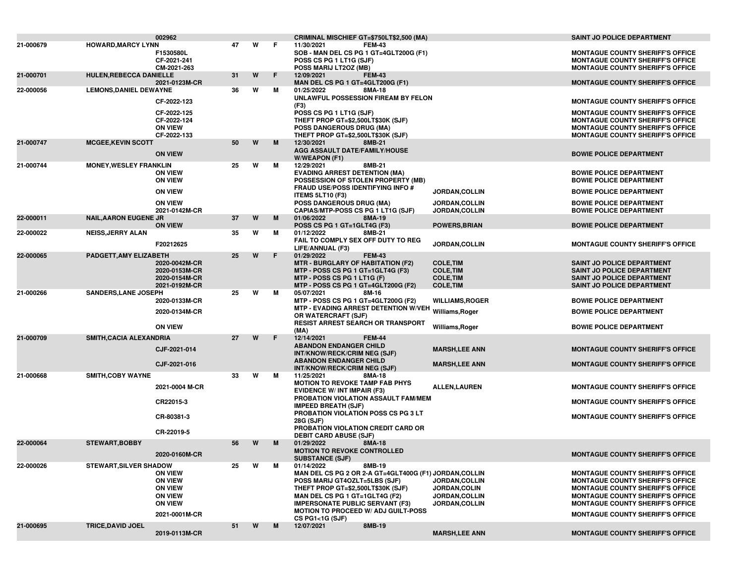| | | | | | | | | | |
|---|---|---|---|---|---|---|---|---|---|
| | | 002962 | | | | CRIMINAL MISCHIEF GT=$750LT$2,500 (MA) | | | SAINT JO POLICE DEPARTMENT |
| 21-000679 | HOWARD,MARCY LYNN | | 47 | W | F | 11/30/2021 | FEM-43 | | |
| | | F1530580L | | | | SOB - MAN DEL CS PG 1 GT=4GLT200G (F1) | | | MONTAGUE COUNTY SHERIFF'S OFFICE |
| | | CF-2021-241 | | | | POSS CS PG 1 LT1G (SJF) | | | MONTAGUE COUNTY SHERIFF'S OFFICE |
| | | CM-2021-263 | | | | POSS MARIJ LT2OZ (MB) | | | MONTAGUE COUNTY SHERIFF'S OFFICE |
| 21-000701 | HULEN,REBECCA DANIELLE | | 31 | W | F | 12/09/2021 | FEM-43 | | |
| | | 2021-0123M-CR | | | | MAN DEL CS PG 1 GT=4GLT200G (F1) | | | MONTAGUE COUNTY SHERIFF'S OFFICE |
| 22-000056 | LEMONS,DANIEL DEWAYNE | | 36 | W | M | 01/25/2022 | 8MA-18 | | |
| | | CF-2022-123 | | | | UNLAWFUL POSSESSION FIREAM BY FELON (F3) | | | MONTAGUE COUNTY SHERIFF'S OFFICE |
| | | CF-2022-125 | | | | POSS CS PG 1 LT1G (SJF) | | | MONTAGUE COUNTY SHERIFF'S OFFICE |
| | | CF-2022-124 | | | | THEFT PROP GT=$2,500LT$30K (SJF) | | | MONTAGUE COUNTY SHERIFF'S OFFICE |
| | | ON VIEW | | | | POSS DANGEROUS DRUG (MA) | | | MONTAGUE COUNTY SHERIFF'S OFFICE |
| | | CF-2022-133 | | | | THEFT PROP GT=$2,500LT$30K (SJF) | | | MONTAGUE COUNTY SHERIFF'S OFFICE |
| 21-000747 | MCGEE,KEVIN SCOTT | | 50 | W | M | 12/30/2021 | 8MB-21 | | |
| | | ON VIEW | | | | AGG ASSAULT DATE/FAMILY/HOUSE W/WEAPON (F1) | | | BOWIE POLICE DEPARTMENT |
| 21-000744 | MONEY,WESLEY FRANKLIN | | 25 | W | M | 12/29/2021 | 8MB-21 | | |
| | | ON VIEW | | | | EVADING ARREST DETENTION (MA) | | | BOWIE POLICE DEPARTMENT |
| | | ON VIEW | | | | POSSESSION OF STOLEN PROPERTY (MB) | | | BOWIE POLICE DEPARTMENT |
| | | ON VIEW | | | | FRAUD USE/POSS IDENTIFYING INFO # ITEMS 5LT10 (F3) | | JORDAN,COLLIN | BOWIE POLICE DEPARTMENT |
| | | ON VIEW | | | | POSS DANGEROUS DRUG (MA) | | JORDAN,COLLIN | BOWIE POLICE DEPARTMENT |
| | | 2021-0142M-CR | | | | CAPIAS/MTP-POSS CS PG 1 LT1G (SJF) | | JORDAN,COLLIN | BOWIE POLICE DEPARTMENT |
| 22-000011 | NAIL,AARON EUGENE JR | | 37 | W | M | 01/06/2022 | 8MA-19 | | |
| | | ON VIEW | | | | POSS CS PG 1 GT=1GLT4G (F3) | | POWERS,BRIAN | BOWIE POLICE DEPARTMENT |
| 22-000022 | NEISS,JERRY ALAN | | 35 | W | M | 01/12/2022 | 8MB-21 | | |
| | | F20212625 | | | | FAIL TO COMPLY SEX OFF DUTY TO REG LIFE/ANNUAL (F3) | | JORDAN,COLLIN | MONTAGUE COUNTY SHERIFF'S OFFICE |
| 22-000065 | PADGETT,AMY ELIZABETH | | 25 | W | F | 01/29/2022 | FEM-43 | | |
| | | 2020-0042M-CR | | | | MTR - BURGLARY OF HABITATION (F2) | | COLE,TIM | SAINT JO POLICE DEPARTMENT |
| | | 2020-0153M-CR | | | | MTP - POSS CS PG 1 GT=1GLT4G (F3) | | COLE,TIM | SAINT JO POLICE DEPARTMENT |
| | | 2020-0154M-CR | | | | MTP - POSS CS PG 1 LT1G (F) | | COLE,TIM | SAINT JO POLICE DEPARTMENT |
| | | 2021-0192M-CR | | | | MTP - POSS CS PG 1 GT=4GLT200G (F2) | | COLE,TIM | SAINT JO POLICE DEPARTMENT |
| 21-000266 | SANDERS,LANE JOSEPH | | 25 | W | M | 05/07/2021 | 8M-16 | | |
| | | 2020-0133M-CR | | | | MTP - POSS CS PG 1 GT=4GLT200G (F2) | | WILLIAMS,ROGER | BOWIE POLICE DEPARTMENT |
| | | 2020-0134M-CR | | | | MTP - EVADING ARREST DETENTION W/VEH OR WATERCRAFT (SJF) | | Williams,Roger | BOWIE POLICE DEPARTMENT |
| | | ON VIEW | | | | RESIST ARREST SEARCH OR TRANSPORT (MA) | | Williams,Roger | BOWIE POLICE DEPARTMENT |
| 21-000709 | SMITH,CACIA ALEXANDRIA | | 27 | W | F | 12/14/2021 | FEM-44 | | |
| | | CJF-2021-014 | | | | ABANDON ENDANGER CHILD INT/KNOW/RECK/CRIM NEG (SJF) | | MARSH,LEE ANN | MONTAGUE COUNTY SHERIFF'S OFFICE |
| | | CJF-2021-016 | | | | ABANDON ENDANGER CHILD INT/KNOW/RECK/CRIM NEG (SJF) | | MARSH,LEE ANN | MONTAGUE COUNTY SHERIFF'S OFFICE |
| 21-000668 | SMITH,COBY WAYNE | | 33 | W | M | 11/25/2021 | 8MA-18 | | |
| | | 2021-0004 M-CR | | | | MOTION TO REVOKE TAMP FAB PHYS EVIDENCE W/ INT IMPAIR (F3) | | ALLEN,LAUREN | MONTAGUE COUNTY SHERIFF'S OFFICE |
| | | CR22015-3 | | | | PROBATION VIOLATION ASSAULT FAM/MEM IMPEED BREATH (SJF) | | | MONTAGUE COUNTY SHERIFF'S OFFICE |
| | | CR-80381-3 | | | | PROBATION VIOLATION POSS CS PG 3 LT 28G (SJF) | | | MONTAGUE COUNTY SHERIFF'S OFFICE |
| | | CR-22019-5 | | | | PROBATION VIOLATION CREDIT CARD OR DEBIT CARD ABUSE (SJF) | | | |
| 22-000064 | STEWART,BOBBY | | 56 | W | M | 01/29/2022 | 8MA-18 | | |
| | | 2020-0160M-CR | | | | MOTION TO REVOKE CONTROLLED SUBSTANCE (SJF) | | | MONTAGUE COUNTY SHERIFF'S OFFICE |
| 22-000026 | STEWART,SILVER SHADOW | | 25 | W | M | 01/14/2022 | 8MB-19 | | |
| | | ON VIEW | | | | MAN DEL CS PG 2 OR 2-A GT=4GLT400G (F1) | | JORDAN,COLLIN | MONTAGUE COUNTY SHERIFF'S OFFICE |
| | | ON VIEW | | | | POSS MARIJ GT4OZLT=5LBS (SJF) | | JORDAN,COLLIN | MONTAGUE COUNTY SHERIFF'S OFFICE |
| | | ON VIEW | | | | THEFT PROP GT=$2,500LT$30K (SJF) | | JORDAN,COLIN | MONTAGUE COUNTY SHERIFF'S OFFICE |
| | | ON VIEW | | | | MAN DEL CS PG 1 GT=1GLT4G (F2) | | JORDAN,COLLIN | MONTAGUE COUNTY SHERIFF'S OFFICE |
| | | ON VIEW | | | | IMPERSONATE PUBLIC SERVANT (F3) | | JORDAN,COLLIN | MONTAGUE COUNTY SHERIFF'S OFFICE |
| | | 2021-0001M-CR | | | | MOTION TO PROCEED W/ ADJ GUILT-POSS CS PG1<1G (SJF) | | | MONTAGUE COUNTY SHERIFF'S OFFICE |
| 21-000695 | TRICE,DAVID JOEL | | 51 | W | M | 12/07/2021 | 8MB-19 | | |
| | | 2019-0113M-CR | | | | | | MARSH,LEE ANN | MONTAGUE COUNTY SHERIFF'S OFFICE |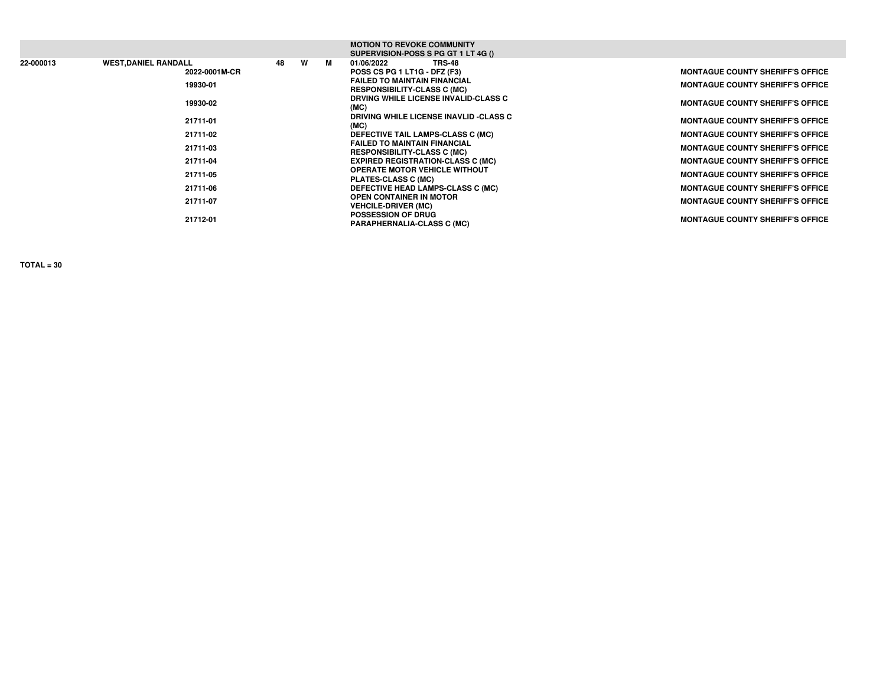| | | | | | | | |
|---|---|---|---|---|---|---|---|
| | | | | | MOTION TO REVOKE COMMUNITY SUPERVISION-POSS S PG GT 1 LT 4G () | | |
| 22-000013 | WEST,DANIEL RANDALL | | 48 | W | M | 01/06/2022 | TRS-48 |
| | | 2022-0001M-CR | | | POSS CS PG 1 LT1G - DFZ (F3) | | MONTAGUE COUNTY SHERIFF'S OFFICE |
| | | 19930-01 | | | FAILED TO MAINTAIN FINANCIAL RESPONSIBILITY-CLASS C (MC) | | MONTAGUE COUNTY SHERIFF'S OFFICE |
| | | 19930-02 | | | DRVING WHILE LICENSE INVALID-CLASS C (MC) | | MONTAGUE COUNTY SHERIFF'S OFFICE |
| | | 21711-01 | | | DRIVING WHILE LICENSE INAVLID -CLASS C (MC) | | MONTAGUE COUNTY SHERIFF'S OFFICE |
| | | 21711-02 | | | DEFECTIVE TAIL LAMPS-CLASS C (MC) | | MONTAGUE COUNTY SHERIFF'S OFFICE |
| | | 21711-03 | | | FAILED TO MAINTAIN FINANCIAL RESPONSIBILITY-CLASS C (MC) | | MONTAGUE COUNTY SHERIFF'S OFFICE |
| | | 21711-04 | | | EXPIRED REGISTRATION-CLASS C (MC) | | MONTAGUE COUNTY SHERIFF'S OFFICE |
| | | 21711-05 | | | OPERATE MOTOR VEHICLE WITHOUT PLATES-CLASS C (MC) | | MONTAGUE COUNTY SHERIFF'S OFFICE |
| | | 21711-06 | | | DEFECTIVE HEAD LAMPS-CLASS C (MC) | | MONTAGUE COUNTY SHERIFF'S OFFICE |
| | | 21711-07 | | | OPEN CONTAINER IN MOTOR VEHCILE-DRIVER (MC) | | MONTAGUE COUNTY SHERIFF'S OFFICE |
| | | 21712-01 | | | POSSESSION OF DRUG PARAPHERNALIA-CLASS C (MC) | | MONTAGUE COUNTY SHERIFF'S OFFICE |

TOTAL = 30